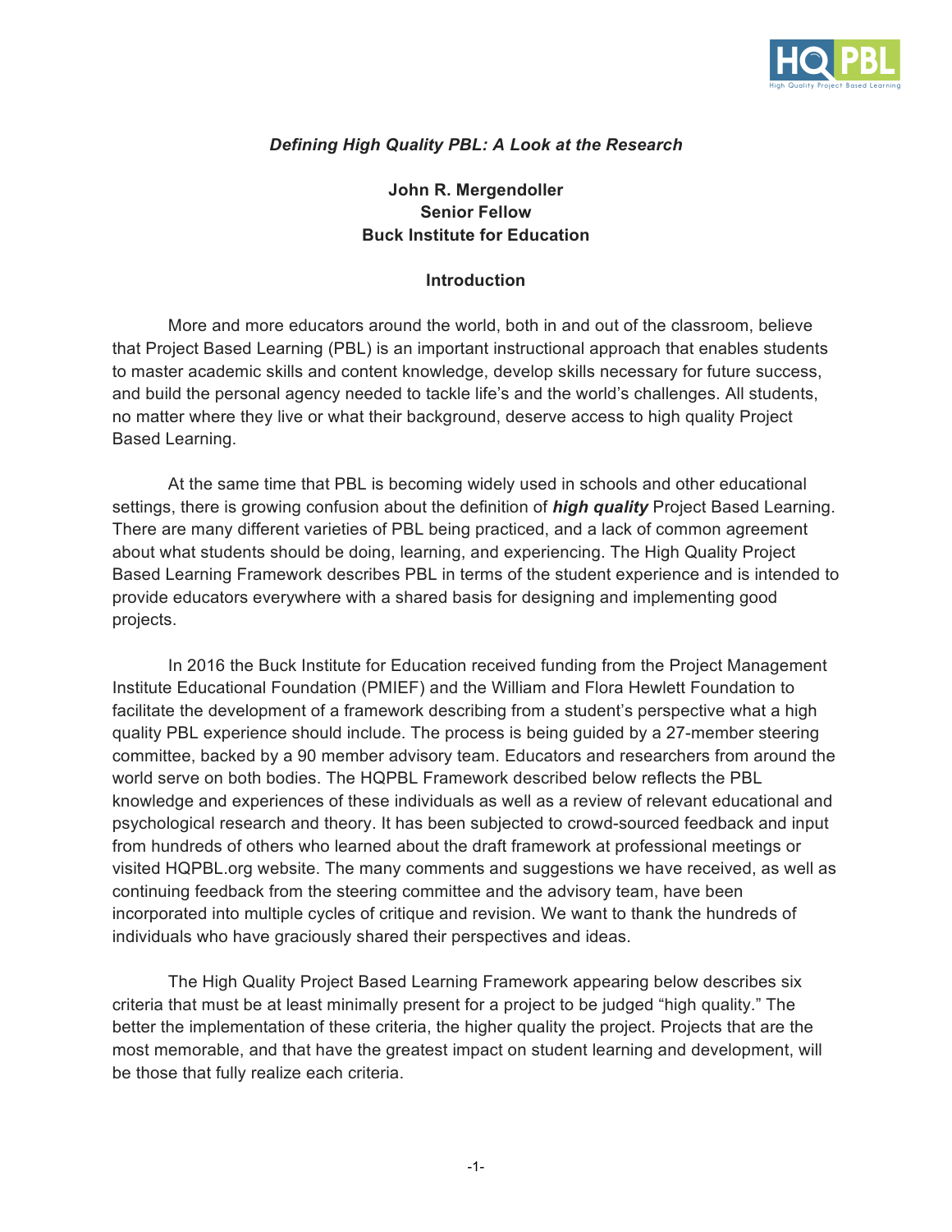# *Defining High Quality PBL: A Look at the Research*

**John R. Mergendoller**
**Senior Fellow**
**Buck Institute for Education**

## Introduction

More and more educators around the world, both in and out of the classroom, believe that Project Based Learning (PBL) is an important instructional approach that enables students to master academic skills and content knowledge, develop skills necessary for future success, and build the personal agency needed to tackle life's and the world's challenges. All students, no matter where they live or what their background, deserve access to high quality Project Based Learning.

At the same time that PBL is becoming widely used in schools and other educational settings, there is growing confusion about the definition of ***high quality*** Project Based Learning. There are many different varieties of PBL being practiced, and a lack of common agreement about what students should be doing, learning, and experiencing. The High Quality Project Based Learning Framework describes PBL in terms of the student experience and is intended to provide educators everywhere with a shared basis for designing and implementing good projects.

In 2016 the Buck Institute for Education received funding from the Project Management Institute Educational Foundation (PMIEF) and the William and Flora Hewlett Foundation to facilitate the development of a framework describing from a student's perspective what a high quality PBL experience should include. The process is being guided by a 27-member steering committee, backed by a 90 member advisory team. Educators and researchers from around the world serve on both bodies. The HQPBL Framework described below reflects the PBL knowledge and experiences of these individuals as well as a review of relevant educational and psychological research and theory. It has been subjected to crowd-sourced feedback and input from hundreds of others who learned about the draft framework at professional meetings or visited HQPBL.org website. The many comments and suggestions we have received, as well as continuing feedback from the steering committee and the advisory team, have been incorporated into multiple cycles of critique and revision. We want to thank the hundreds of individuals who have graciously shared their perspectives and ideas.

The High Quality Project Based Learning Framework appearing below describes six criteria that must be at least minimally present for a project to be judged "high quality." The better the implementation of these criteria, the higher quality the project. Projects that are the most memorable, and that have the greatest impact on student learning and development, will be those that fully realize each criteria.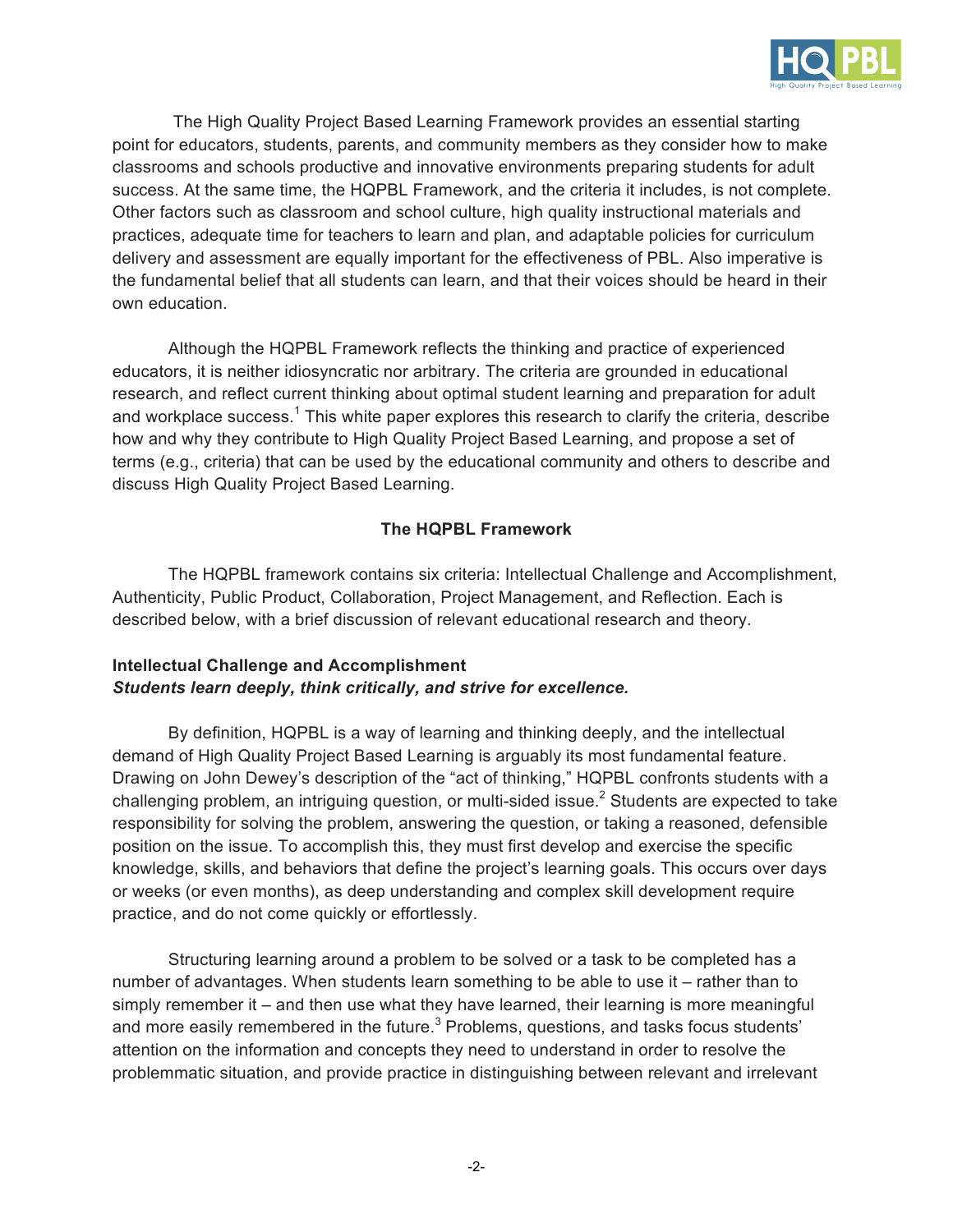The High Quality Project Based Learning Framework provides an essential starting point for educators, students, parents, and community members as they consider how to make classrooms and schools productive and innovative environments preparing students for adult success. At the same time, the HQPBL Framework, and the criteria it includes, is not complete. Other factors such as classroom and school culture, high quality instructional materials and practices, adequate time for teachers to learn and plan, and adaptable policies for curriculum delivery and assessment are equally important for the effectiveness of PBL. Also imperative is the fundamental belief that all students can learn, and that their voices should be heard in their own education.

Although the HQPBL Framework reflects the thinking and practice of experienced educators, it is neither idiosyncratic nor arbitrary. The criteria are grounded in educational research, and reflect current thinking about optimal student learning and preparation for adult and workplace success.[1] This white paper explores this research to clarify the criteria, describe how and why they contribute to High Quality Project Based Learning, and propose a set of terms (e.g., criteria) that can be used by the educational community and others to describe and discuss High Quality Project Based Learning.

## The HQPBL Framework

The HQPBL framework contains six criteria: Intellectual Challenge and Accomplishment, Authenticity, Public Product, Collaboration, Project Management, and Reflection. Each is described below, with a brief discussion of relevant educational research and theory.

### Intellectual Challenge and Accomplishment

***Students learn deeply, think critically, and strive for excellence.***

By definition, HQPBL is a way of learning and thinking deeply, and the intellectual demand of High Quality Project Based Learning is arguably its most fundamental feature. Drawing on John Dewey's description of the "act of thinking," HQPBL confronts students with a challenging problem, an intriguing question, or multi-sided issue.[2] Students are expected to take responsibility for solving the problem, answering the question, or taking a reasoned, defensible position on the issue. To accomplish this, they must first develop and exercise the specific knowledge, skills, and behaviors that define the project's learning goals. This occurs over days or weeks (or even months), as deep understanding and complex skill development require practice, and do not come quickly or effortlessly.

Structuring learning around a problem to be solved or a task to be completed has a number of advantages. When students learn something to be able to use it – rather than to simply remember it – and then use what they have learned, their learning is more meaningful and more easily remembered in the future.[3] Problems, questions, and tasks focus students' attention on the information and concepts they need to understand in order to resolve the problemmatic situation, and provide practice in distinguishing between relevant and irrelevant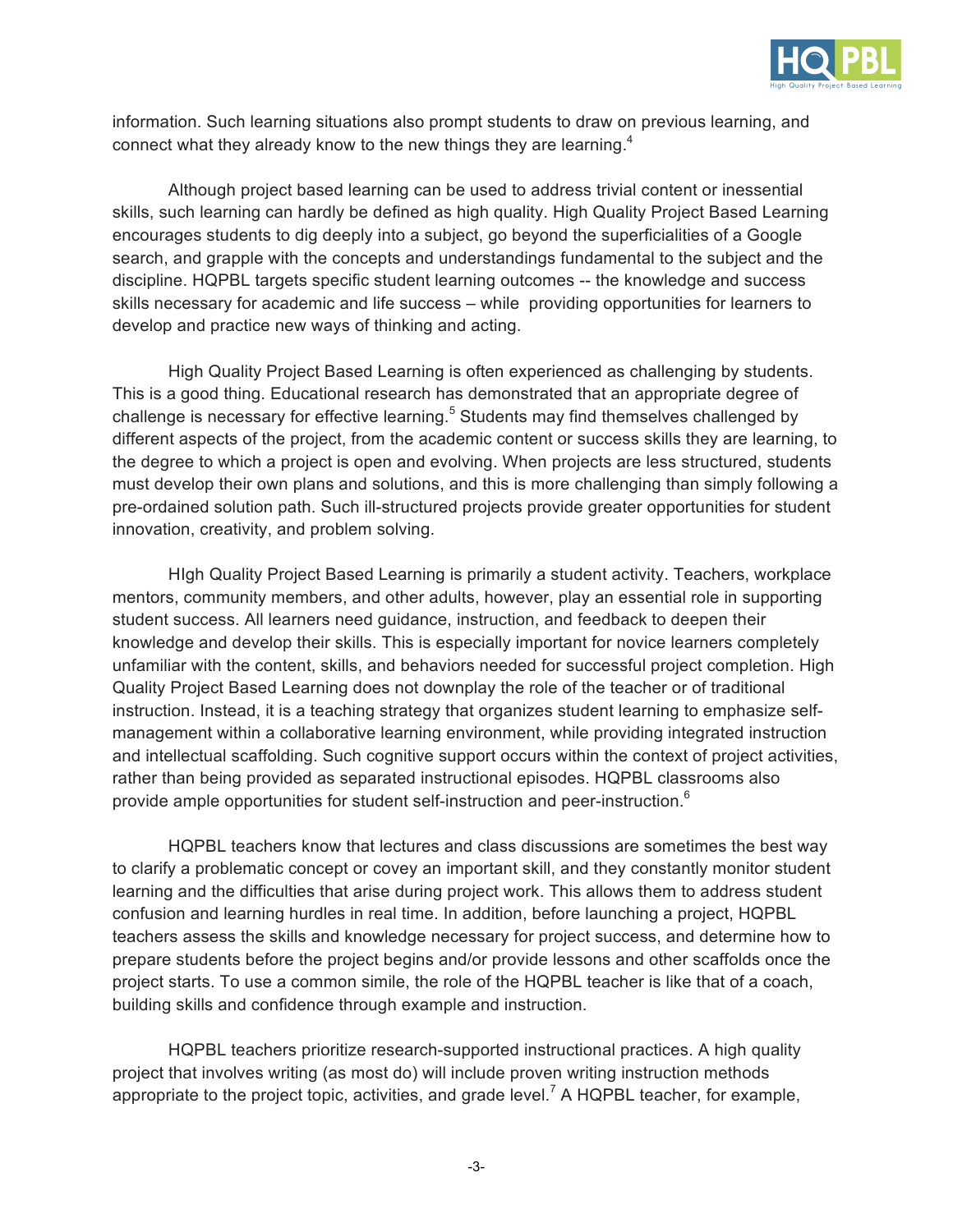information. Such learning situations also prompt students to draw on previous learning, and connect what they already know to the new things they are learning.[4]

Although project based learning can be used to address trivial content or inessential skills, such learning can hardly be defined as high quality. High Quality Project Based Learning encourages students to dig deeply into a subject, go beyond the superficialities of a Google search, and grapple with the concepts and understandings fundamental to the subject and the discipline. HQPBL targets specific student learning outcomes -- the knowledge and success skills necessary for academic and life success – while providing opportunities for learners to develop and practice new ways of thinking and acting.

High Quality Project Based Learning is often experienced as challenging by students. This is a good thing. Educational research has demonstrated that an appropriate degree of challenge is necessary for effective learning.[5] Students may find themselves challenged by different aspects of the project, from the academic content or success skills they are learning, to the degree to which a project is open and evolving. When projects are less structured, students must develop their own plans and solutions, and this is more challenging than simply following a pre-ordained solution path. Such ill-structured projects provide greater opportunities for student innovation, creativity, and problem solving.

HIgh Quality Project Based Learning is primarily a student activity. Teachers, workplace mentors, community members, and other adults, however, play an essential role in supporting student success. All learners need guidance, instruction, and feedback to deepen their knowledge and develop their skills. This is especially important for novice learners completely unfamiliar with the content, skills, and behaviors needed for successful project completion. High Quality Project Based Learning does not downplay the role of the teacher or of traditional instruction. Instead, it is a teaching strategy that organizes student learning to emphasize self-management within a collaborative learning environment, while providing integrated instruction and intellectual scaffolding. Such cognitive support occurs within the context of project activities, rather than being provided as separated instructional episodes. HQPBL classrooms also provide ample opportunities for student self-instruction and peer-instruction.[6]

HQPBL teachers know that lectures and class discussions are sometimes the best way to clarify a problematic concept or covey an important skill, and they constantly monitor student learning and the difficulties that arise during project work. This allows them to address student confusion and learning hurdles in real time. In addition, before launching a project, HQPBL teachers assess the skills and knowledge necessary for project success, and determine how to prepare students before the project begins and/or provide lessons and other scaffolds once the project starts. To use a common simile, the role of the HQPBL teacher is like that of a coach, building skills and confidence through example and instruction.

HQPBL teachers prioritize research-supported instructional practices. A high quality project that involves writing (as most do) will include proven writing instruction methods appropriate to the project topic, activities, and grade level.[7] A HQPBL teacher, for example,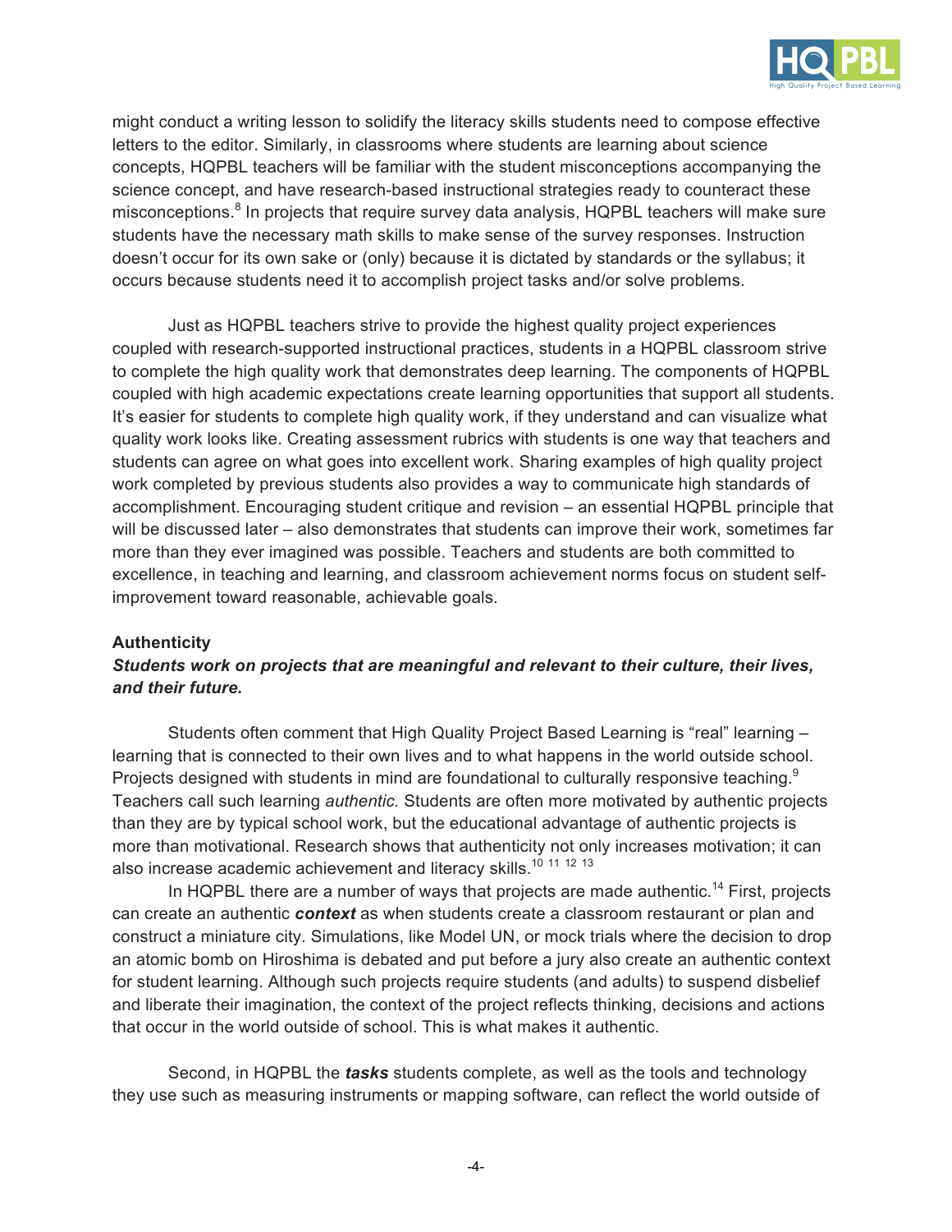might conduct a writing lesson to solidify the literacy skills students need to compose effective letters to the editor. Similarly, in classrooms where students are learning about science concepts, HQPBL teachers will be familiar with the student misconceptions accompanying the science concept, and have research-based instructional strategies ready to counteract these misconceptions.[8] In projects that require survey data analysis, HQPBL teachers will make sure students have the necessary math skills to make sense of the survey responses. Instruction doesn't occur for its own sake or (only) because it is dictated by standards or the syllabus; it occurs because students need it to accomplish project tasks and/or solve problems.

Just as HQPBL teachers strive to provide the highest quality project experiences coupled with research-supported instructional practices, students in a HQPBL classroom strive to complete the high quality work that demonstrates deep learning. The components of HQPBL coupled with high academic expectations create learning opportunities that support all students. It's easier for students to complete high quality work, if they understand and can visualize what quality work looks like. Creating assessment rubrics with students is one way that teachers and students can agree on what goes into excellent work. Sharing examples of high quality project work completed by previous students also provides a way to communicate high standards of accomplishment. Encouraging student critique and revision – an essential HQPBL principle that will be discussed later – also demonstrates that students can improve their work, sometimes far more than they ever imagined was possible. Teachers and students are both committed to excellence, in teaching and learning, and classroom achievement norms focus on student self-improvement toward reasonable, achievable goals.

**Authenticity**

***Students work on projects that are meaningful and relevant to their culture, their lives, and their future.***

Students often comment that High Quality Project Based Learning is "real" learning – learning that is connected to their own lives and to what happens in the world outside school. Projects designed with students in mind are foundational to culturally responsive teaching.[9] Teachers call such learning *authentic*. Students are often more motivated by authentic projects than they are by typical school work, but the educational advantage of authentic projects is more than motivational. Research shows that authenticity not only increases motivation; it can also increase academic achievement and literacy skills.[10] [11] [12] [13]

In HQPBL there are a number of ways that projects are made authentic.[14] First, projects can create an authentic ***context*** as when students create a classroom restaurant or plan and construct a miniature city. Simulations, like Model UN, or mock trials where the decision to drop an atomic bomb on Hiroshima is debated and put before a jury also create an authentic context for student learning. Although such projects require students (and adults) to suspend disbelief and liberate their imagination, the context of the project reflects thinking, decisions and actions that occur in the world outside of school. This is what makes it authentic.

Second, in HQPBL the ***tasks*** students complete, as well as the tools and technology they use such as measuring instruments or mapping software, can reflect the world outside of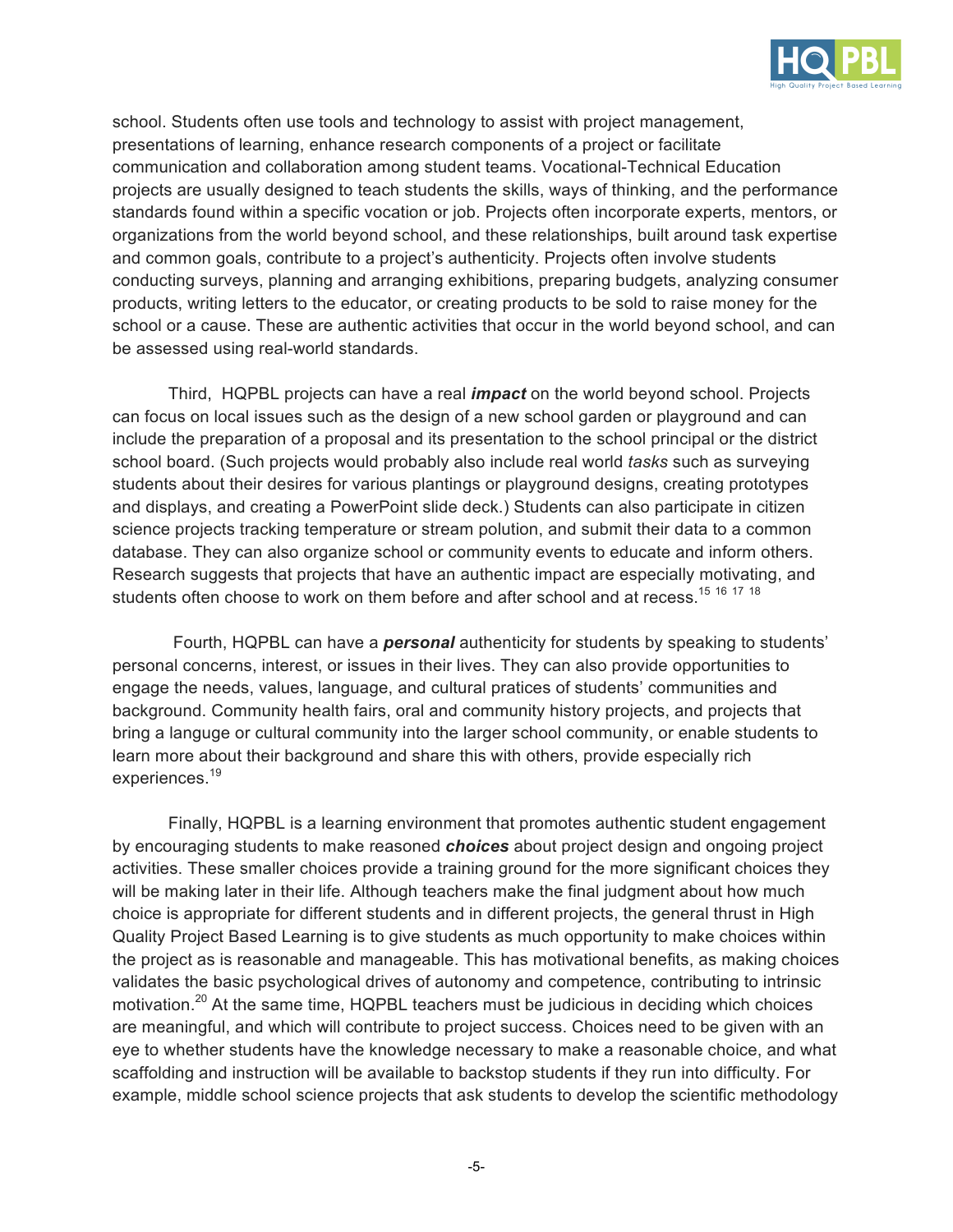school. Students often use tools and technology to assist with project management, presentations of learning, enhance research components of a project or facilitate communication and collaboration among student teams. Vocational-Technical Education projects are usually designed to teach students the skills, ways of thinking, and the performance standards found within a specific vocation or job. Projects often incorporate experts, mentors, or organizations from the world beyond school, and these relationships, built around task expertise and common goals, contribute to a project's authenticity. Projects often involve students conducting surveys, planning and arranging exhibitions, preparing budgets, analyzing consumer products, writing letters to the educator, or creating products to be sold to raise money for the school or a cause. These are authentic activities that occur in the world beyond school, and can be assessed using real-world standards.

Third, HQPBL projects can have a real ***impact*** on the world beyond school. Projects can focus on local issues such as the design of a new school garden or playground and can include the preparation of a proposal and its presentation to the school principal or the district school board. (Such projects would probably also include real world *tasks* such as surveying students about their desires for various plantings or playground designs, creating prototypes and displays, and creating a PowerPoint slide deck.) Students can also participate in citizen science projects tracking temperature or stream polution, and submit their data to a common database. They can also organize school or community events to educate and inform others. Research suggests that projects that have an authentic impact are especially motivating, and students often choose to work on them before and after school and at recess.[15] [16] [17] [18]

Fourth, HQPBL can have a ***personal*** authenticity for students by speaking to students' personal concerns, interest, or issues in their lives. They can also provide opportunities to engage the needs, values, language, and cultural pratices of students' communities and background. Community health fairs, oral and community history projects, and projects that bring a languge or cultural community into the larger school community, or enable students to learn more about their background and share this with others, provide especially rich experiences.[19]

Finally, HQPBL is a learning environment that promotes authentic student engagement by encouraging students to make reasoned ***choices*** about project design and ongoing project activities. These smaller choices provide a training ground for the more significant choices they will be making later in their life. Although teachers make the final judgment about how much choice is appropriate for different students and in different projects, the general thrust in High Quality Project Based Learning is to give students as much opportunity to make choices within the project as is reasonable and manageable. This has motivational benefits, as making choices validates the basic psychological drives of autonomy and competence, contributing to intrinsic motivation.[20] At the same time, HQPBL teachers must be judicious in deciding which choices are meaningful, and which will contribute to project success. Choices need to be given with an eye to whether students have the knowledge necessary to make a reasonable choice, and what scaffolding and instruction will be available to backstop students if they run into difficulty. For example, middle school science projects that ask students to develop the scientific methodology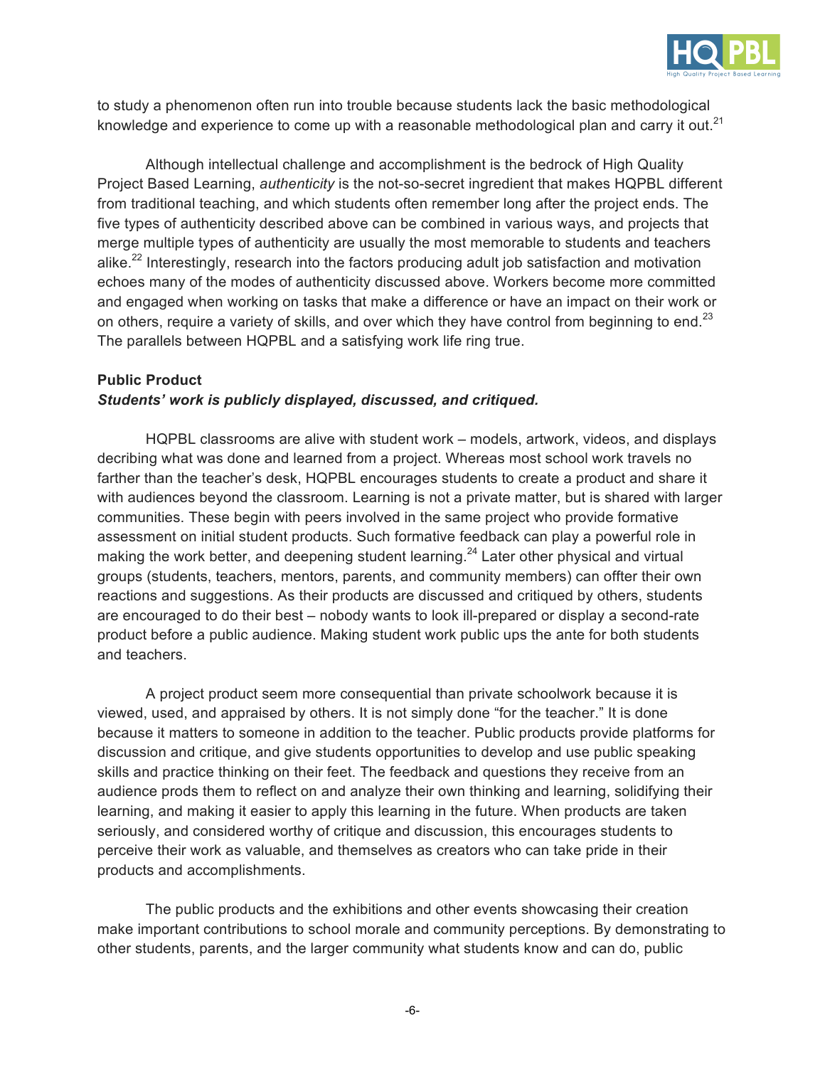to study a phenomenon often run into trouble because students lack the basic methodological knowledge and experience to come up with a reasonable methodological plan and carry it out.[21]

Although intellectual challenge and accomplishment is the bedrock of High Quality Project Based Learning, *authenticity* is the not-so-secret ingredient that makes HQPBL different from traditional teaching, and which students often remember long after the project ends. The five types of authenticity described above can be combined in various ways, and projects that merge multiple types of authenticity are usually the most memorable to students and teachers alike.[22] Interestingly, research into the factors producing adult job satisfaction and motivation echoes many of the modes of authenticity discussed above. Workers become more committed and engaged when working on tasks that make a difference or have an impact on their work or on others, require a variety of skills, and over which they have control from beginning to end.[23] The parallels between HQPBL and a satisfying work life ring true.

**Public Product**
***Students' work is publicly displayed, discussed, and critiqued.***

HQPBL classrooms are alive with student work – models, artwork, videos, and displays decribing what was done and learned from a project. Whereas most school work travels no farther than the teacher's desk, HQPBL encourages students to create a product and share it with audiences beyond the classroom. Learning is not a private matter, but is shared with larger communities. These begin with peers involved in the same project who provide formative assessment on initial student products. Such formative feedback can play a powerful role in making the work better, and deepening student learning.[24] Later other physical and virtual groups (students, teachers, mentors, parents, and community members) can offter their own reactions and suggestions. As their products are discussed and critiqued by others, students are encouraged to do their best – nobody wants to look ill-prepared or display a second-rate product before a public audience. Making student work public ups the ante for both students and teachers.

A project product seem more consequential than private schoolwork because it is viewed, used, and appraised by others. It is not simply done "for the teacher." It is done because it matters to someone in addition to the teacher. Public products provide platforms for discussion and critique, and give students opportunities to develop and use public speaking skills and practice thinking on their feet. The feedback and questions they receive from an audience prods them to reflect on and analyze their own thinking and learning, solidifying their learning, and making it easier to apply this learning in the future. When products are taken seriously, and considered worthy of critique and discussion, this encourages students to perceive their work as valuable, and themselves as creators who can take pride in their products and accomplishments.

The public products and the exhibitions and other events showcasing their creation make important contributions to school morale and community perceptions. By demonstrating to other students, parents, and the larger community what students know and can do, public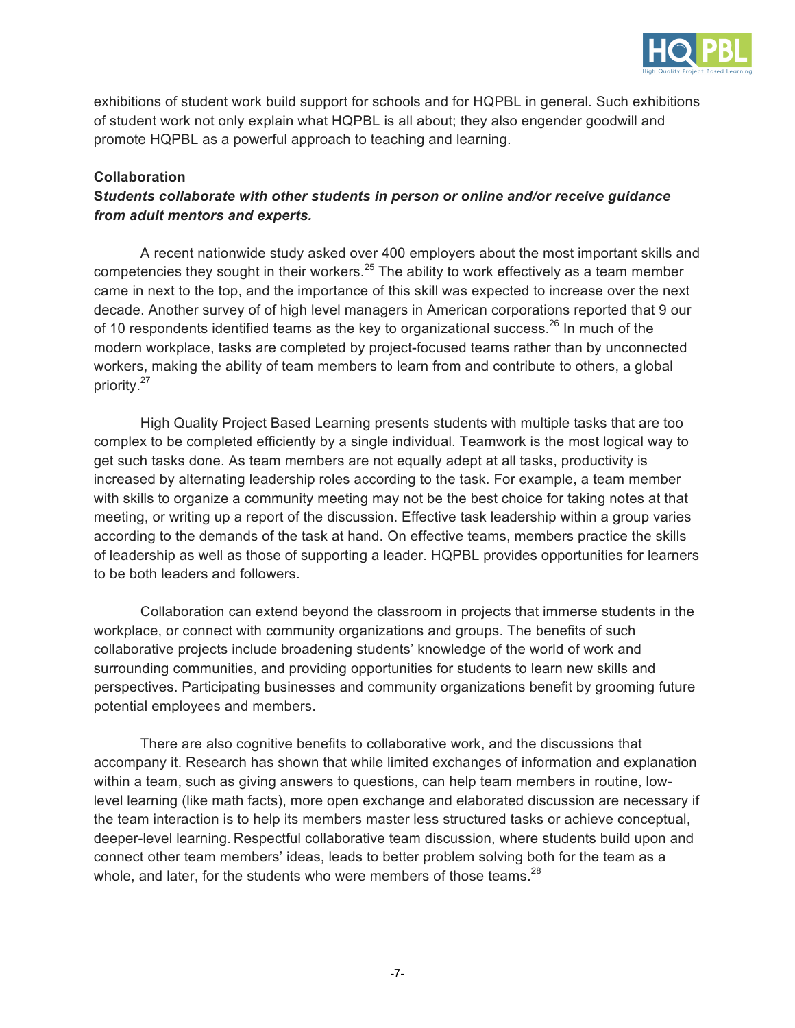exhibitions of student work build support for schools and for HQPBL in general. Such exhibitions of student work not only explain what HQPBL is all about; they also engender goodwill and promote HQPBL as a powerful approach to teaching and learning.

**Collaboration**

***Students collaborate with other students in person or online and/or receive guidance from adult mentors and experts.***

A recent nationwide study asked over 400 employers about the most important skills and competencies they sought in their workers.[25] The ability to work effectively as a team member came in next to the top, and the importance of this skill was expected to increase over the next decade. Another survey of of high level managers in American corporations reported that 9 our of 10 respondents identified teams as the key to organizational success.[26] In much of the modern workplace, tasks are completed by project-focused teams rather than by unconnected workers, making the ability of team members to learn from and contribute to others, a global priority.[27]

High Quality Project Based Learning presents students with multiple tasks that are too complex to be completed efficiently by a single individual. Teamwork is the most logical way to get such tasks done. As team members are not equally adept at all tasks, productivity is increased by alternating leadership roles according to the task. For example, a team member with skills to organize a community meeting may not be the best choice for taking notes at that meeting, or writing up a report of the discussion. Effective task leadership within a group varies according to the demands of the task at hand. On effective teams, members practice the skills of leadership as well as those of supporting a leader. HQPBL provides opportunities for learners to be both leaders and followers.

Collaboration can extend beyond the classroom in projects that immerse students in the workplace, or connect with community organizations and groups. The benefits of such collaborative projects include broadening students' knowledge of the world of work and surrounding communities, and providing opportunities for students to learn new skills and perspectives. Participating businesses and community organizations benefit by grooming future potential employees and members.

There are also cognitive benefits to collaborative work, and the discussions that accompany it. Research has shown that while limited exchanges of information and explanation within a team, such as giving answers to questions, can help team members in routine, low-level learning (like math facts), more open exchange and elaborated discussion are necessary if the team interaction is to help its members master less structured tasks or achieve conceptual, deeper-level learning. Respectful collaborative team discussion, where students build upon and connect other team members' ideas, leads to better problem solving both for the team as a whole, and later, for the students who were members of those teams.[28]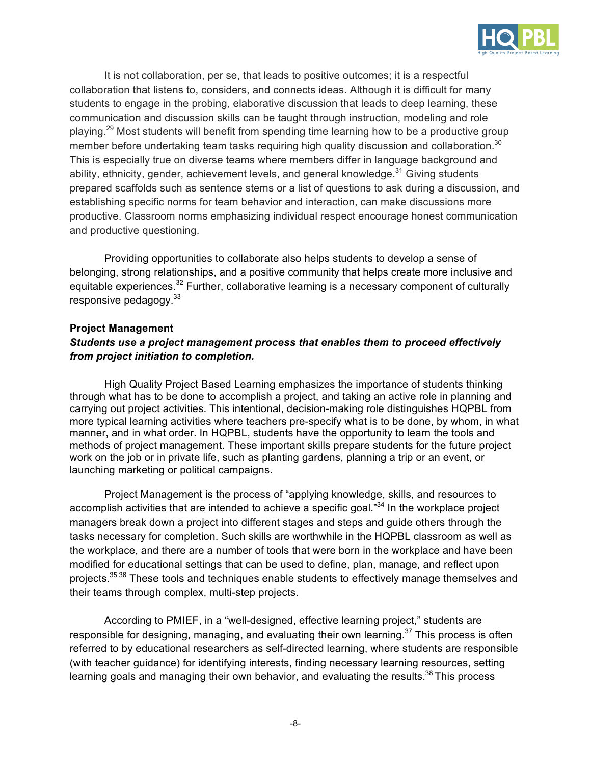It is not collaboration, per se, that leads to positive outcomes; it is a respectful collaboration that listens to, considers, and connects ideas. Although it is difficult for many students to engage in the probing, elaborative discussion that leads to deep learning, these communication and discussion skills can be taught through instruction, modeling and role playing.[29] Most students will benefit from spending time learning how to be a productive group member before undertaking team tasks requiring high quality discussion and collaboration.[30] This is especially true on diverse teams where members differ in language background and ability, ethnicity, gender, achievement levels, and general knowledge.[31] Giving students prepared scaffolds such as sentence stems or a list of questions to ask during a discussion, and establishing specific norms for team behavior and interaction, can make discussions more productive. Classroom norms emphasizing individual respect encourage honest communication and productive questioning.

Providing opportunities to collaborate also helps students to develop a sense of belonging, strong relationships, and a positive community that helps create more inclusive and equitable experiences.[32] Further, collaborative learning is a necessary component of culturally responsive pedagogy.[33]

**Project Management**

***Students use a project management process that enables them to proceed effectively from project initiation to completion.***

High Quality Project Based Learning emphasizes the importance of students thinking through what has to be done to accomplish a project, and taking an active role in planning and carrying out project activities. This intentional, decision-making role distinguishes HQPBL from more typical learning activities where teachers pre-specify what is to be done, by whom, in what manner, and in what order. In HQPBL, students have the opportunity to learn the tools and methods of project management. These important skills prepare students for the future project work on the job or in private life, such as planting gardens, planning a trip or an event, or launching marketing or political campaigns.

Project Management is the process of "applying knowledge, skills, and resources to accomplish activities that are intended to achieve a specific goal."[34] In the workplace project managers break down a project into different stages and steps and guide others through the tasks necessary for completion. Such skills are worthwhile in the HQPBL classroom as well as the workplace, and there are a number of tools that were born in the workplace and have been modified for educational settings that can be used to define, plan, manage, and reflect upon projects.[35][36] These tools and techniques enable students to effectively manage themselves and their teams through complex, multi-step projects.

According to PMIEF, in a "well-designed, effective learning project," students are responsible for designing, managing, and evaluating their own learning.[37] This process is often referred to by educational researchers as self-directed learning, where students are responsible (with teacher guidance) for identifying interests, finding necessary learning resources, setting learning goals and managing their own behavior, and evaluating the results.[38] This process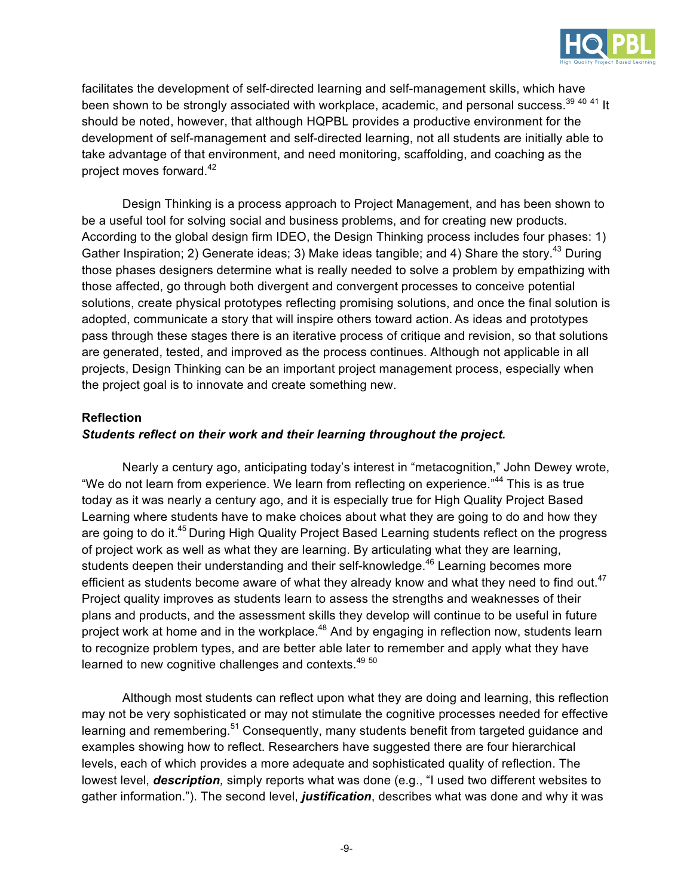facilitates the development of self-directed learning and self-management skills, which have been shown to be strongly associated with workplace, academic, and personal success.[39 40 41] It should be noted, however, that although HQPBL provides a productive environment for the development of self-management and self-directed learning, not all students are initially able to take advantage of that environment, and need monitoring, scaffolding, and coaching as the project moves forward.[42]

Design Thinking is a process approach to Project Management, and has been shown to be a useful tool for solving social and business problems, and for creating new products. According to the global design firm IDEO, the Design Thinking process includes four phases: 1) Gather Inspiration; 2) Generate ideas; 3) Make ideas tangible; and 4) Share the story.[43] During those phases designers determine what is really needed to solve a problem by empathizing with those affected, go through both divergent and convergent processes to conceive potential solutions, create physical prototypes reflecting promising solutions, and once the final solution is adopted, communicate a story that will inspire others toward action. As ideas and prototypes pass through these stages there is an iterative process of critique and revision, so that solutions are generated, tested, and improved as the process continues. Although not applicable in all projects, Design Thinking can be an important project management process, especially when the project goal is to innovate and create something new.

**Reflection**

***Students reflect on their work and their learning throughout the project.***

Nearly a century ago, anticipating today's interest in "metacognition," John Dewey wrote, "We do not learn from experience. We learn from reflecting on experience."[44] This is as true today as it was nearly a century ago, and it is especially true for High Quality Project Based Learning where students have to make choices about what they are going to do and how they are going to do it.[45] During High Quality Project Based Learning students reflect on the progress of project work as well as what they are learning. By articulating what they are learning, students deepen their understanding and their self-knowledge.[46] Learning becomes more efficient as students become aware of what they already know and what they need to find out.[47] Project quality improves as students learn to assess the strengths and weaknesses of their plans and products, and the assessment skills they develop will continue to be useful in future project work at home and in the workplace.[48] And by engaging in reflection now, students learn to recognize problem types, and are better able later to remember and apply what they have learned to new cognitive challenges and contexts.[49 50]

Although most students can reflect upon what they are doing and learning, this reflection may not be very sophisticated or may not stimulate the cognitive processes needed for effective learning and remembering.[51] Consequently, many students benefit from targeted guidance and examples showing how to reflect. Researchers have suggested there are four hierarchical levels, each of which provides a more adequate and sophisticated quality of reflection. The lowest level, ***description,*** simply reports what was done (e.g., "I used two different websites to gather information."). The second level, ***justification***, describes what was done and why it was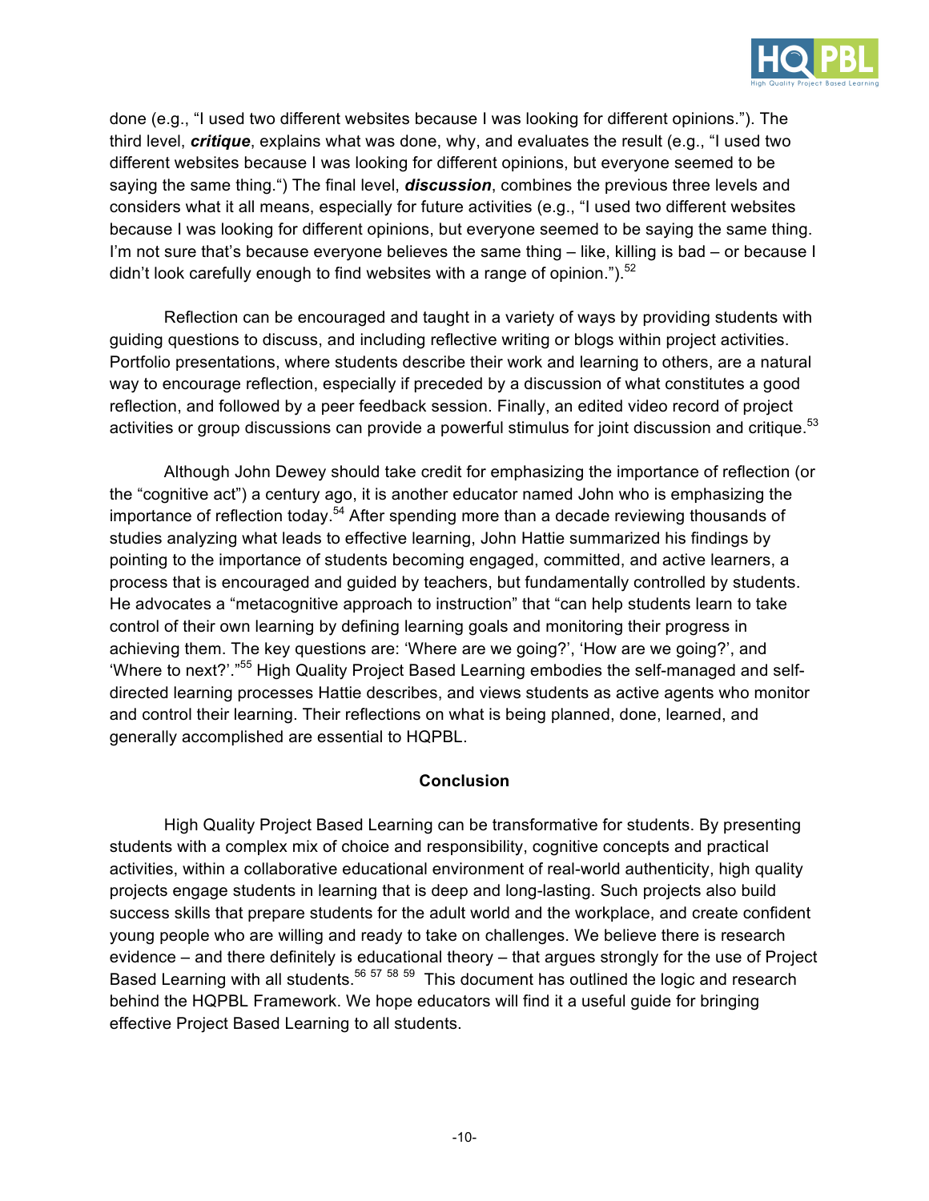done (e.g., “I used two different websites because I was looking for different opinions.”). The third level, ***critique***, explains what was done, why, and evaluates the result (e.g., “I used two different websites because I was looking for different opinions, but everyone seemed to be saying the same thing.“) The final level, ***discussion***, combines the previous three levels and considers what it all means, especially for future activities (e.g., “I used two different websites because I was looking for different opinions, but everyone seemed to be saying the same thing. I’m not sure that’s because everyone believes the same thing – like, killing is bad – or because I didn’t look carefully enough to find websites with a range of opinion.”).[52]

Reflection can be encouraged and taught in a variety of ways by providing students with guiding questions to discuss, and including reflective writing or blogs within project activities. Portfolio presentations, where students describe their work and learning to others, are a natural way to encourage reflection, especially if preceded by a discussion of what constitutes a good reflection, and followed by a peer feedback session. Finally, an edited video record of project activities or group discussions can provide a powerful stimulus for joint discussion and critique.[53]

Although John Dewey should take credit for emphasizing the importance of reflection (or the “cognitive act”) a century ago, it is another educator named John who is emphasizing the importance of reflection today.[54] After spending more than a decade reviewing thousands of studies analyzing what leads to effective learning, John Hattie summarized his findings by pointing to the importance of students becoming engaged, committed, and active learners, a process that is encouraged and guided by teachers, but fundamentally controlled by students. He advocates a “metacognitive approach to instruction” that “can help students learn to take control of their own learning by defining learning goals and monitoring their progress in achieving them. The key questions are: ‘Where are we going?’, ‘How are we going?’, and ‘Where to next?’.”[55] High Quality Project Based Learning embodies the self-managed and self-directed learning processes Hattie describes, and views students as active agents who monitor and control their learning. Their reflections on what is being planned, done, learned, and generally accomplished are essential to HQPBL.

## Conclusion

High Quality Project Based Learning can be transformative for students. By presenting students with a complex mix of choice and responsibility, cognitive concepts and practical activities, within a collaborative educational environment of real-world authenticity, high quality projects engage students in learning that is deep and long-lasting. Such projects also build success skills that prepare students for the adult world and the workplace, and create confident young people who are willing and ready to take on challenges. We believe there is research evidence – and there definitely is educational theory – that argues strongly for the use of Project Based Learning with all students.[56] [57] [58] [59] This document has outlined the logic and research behind the HQPBL Framework. We hope educators will find it a useful guide for bringing effective Project Based Learning to all students.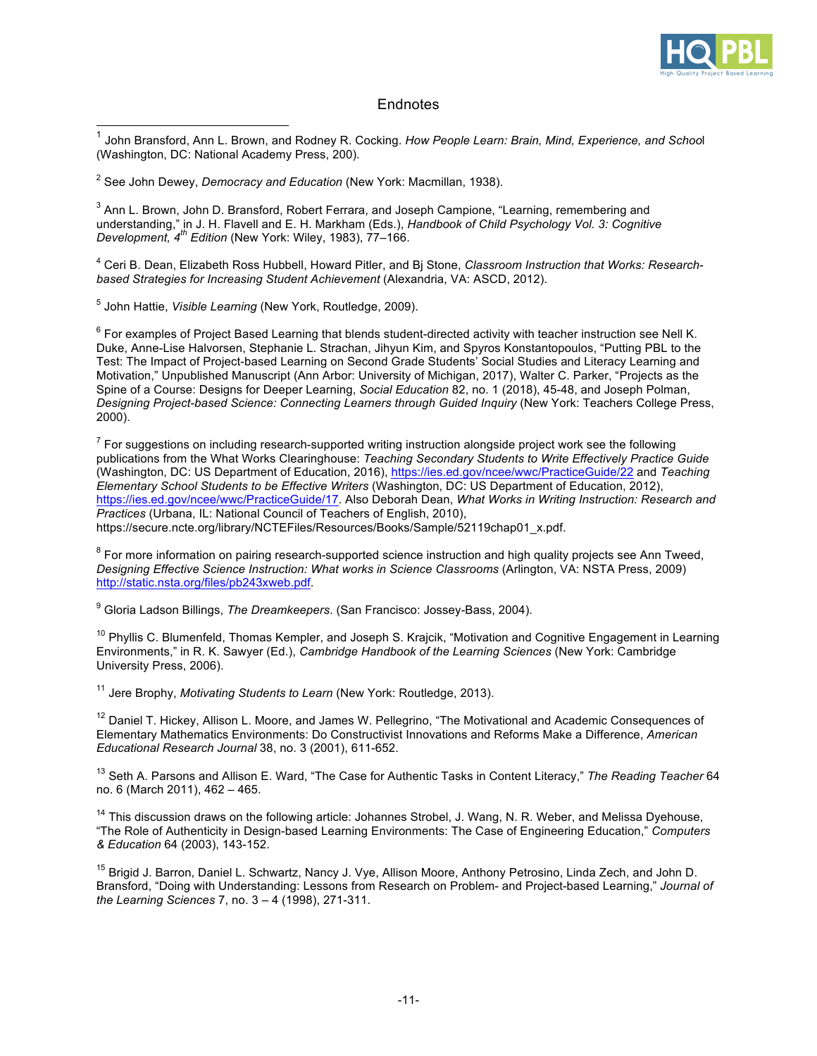## Endnotes

[1] John Bransford, Ann L. Brown, and Rodney R. Cocking. *How People Learn: Brain, Mind, Experience, and School* (Washington, DC: National Academy Press, 200).

[2] See John Dewey, *Democracy and Education* (New York: Macmillan, 1938).

[3] Ann L. Brown, John D. Bransford, Robert Ferrara, and Joseph Campione, "Learning, remembering and understanding," in J. H. Flavell and E. H. Markham (Eds.), *Handbook of Child Psychology Vol. 3: Cognitive Development, 4th Edition* (New York: Wiley, 1983), 77–166.

[4] Ceri B. Dean, Elizabeth Ross Hubbell, Howard Pitler, and Bj Stone, *Classroom Instruction that Works: Research-based Strategies for Increasing Student Achievement* (Alexandria, VA: ASCD, 2012).

[5] John Hattie, *Visible Learning* (New York, Routledge, 2009).

[6] For examples of Project Based Learning that blends student-directed activity with teacher instruction see Nell K. Duke, Anne-Lise Halvorsen, Stephanie L. Strachan, Jihyun Kim, and Spyros Konstantopoulos, "Putting PBL to the Test: The Impact of Project-based Learning on Second Grade Students' Social Studies and Literacy Learning and Motivation," Unpublished Manuscript (Ann Arbor: University of Michigan, 2017), Walter C. Parker, "Projects as the Spine of a Course: Designs for Deeper Learning, *Social Education* 82, no. 1 (2018), 45-48, and Joseph Polman, *Designing Project-based Science: Connecting Learners through Guided Inquiry* (New York: Teachers College Press, 2000).

[7] For suggestions on including research-supported writing instruction alongside project work see the following publications from the What Works Clearinghouse: *Teaching Secondary Students to Write Effectively Practice Guide* (Washington, DC: US Department of Education, 2016), https://ies.ed.gov/ncee/wwc/PracticeGuide/22 and *Teaching Elementary School Students to be Effective Writers* (Washington, DC: US Department of Education, 2012), https://ies.ed.gov/ncee/wwc/PracticeGuide/17. Also Deborah Dean, *What Works in Writing Instruction: Research and Practices* (Urbana, IL: National Council of Teachers of English, 2010), https://secure.ncte.org/library/NCTEFiles/Resources/Books/Sample/52119chap01_x.pdf.

[8] For more information on pairing research-supported science instruction and high quality projects see Ann Tweed, *Designing Effective Science Instruction: What works in Science Classrooms* (Arlington, VA: NSTA Press, 2009) http://static.nsta.org/files/pb243xweb.pdf.

[9] Gloria Ladson Billings, *The Dreamkeepers*. (San Francisco: Jossey-Bass, 2004).

[10] Phyllis C. Blumenfeld, Thomas Kempler, and Joseph S. Krajcik, "Motivation and Cognitive Engagement in Learning Environments," in R. K. Sawyer (Ed.), *Cambridge Handbook of the Learning Sciences* (New York: Cambridge University Press, 2006).

[11] Jere Brophy, *Motivating Students to Learn* (New York: Routledge, 2013).

[12] Daniel T. Hickey, Allison L. Moore, and James W. Pellegrino, "The Motivational and Academic Consequences of Elementary Mathematics Environments: Do Constructivist Innovations and Reforms Make a Difference, *American Educational Research Journal* 38, no. 3 (2001), 611-652.

[13] Seth A. Parsons and Allison E. Ward, "The Case for Authentic Tasks in Content Literacy," *The Reading Teacher* 64 no. 6 (March 2011), 462 – 465.

[14] This discussion draws on the following article: Johannes Strobel, J. Wang, N. R. Weber, and Melissa Dyehouse, "The Role of Authenticity in Design-based Learning Environments: The Case of Engineering Education," *Computers & Education* 64 (2003), 143-152.

[15] Brigid J. Barron, Daniel L. Schwartz, Nancy J. Vye, Allison Moore, Anthony Petrosino, Linda Zech, and John D. Bransford, "Doing with Understanding: Lessons from Research on Problem- and Project-based Learning," *Journal of the Learning Sciences* 7, no. 3 – 4 (1998), 271-311.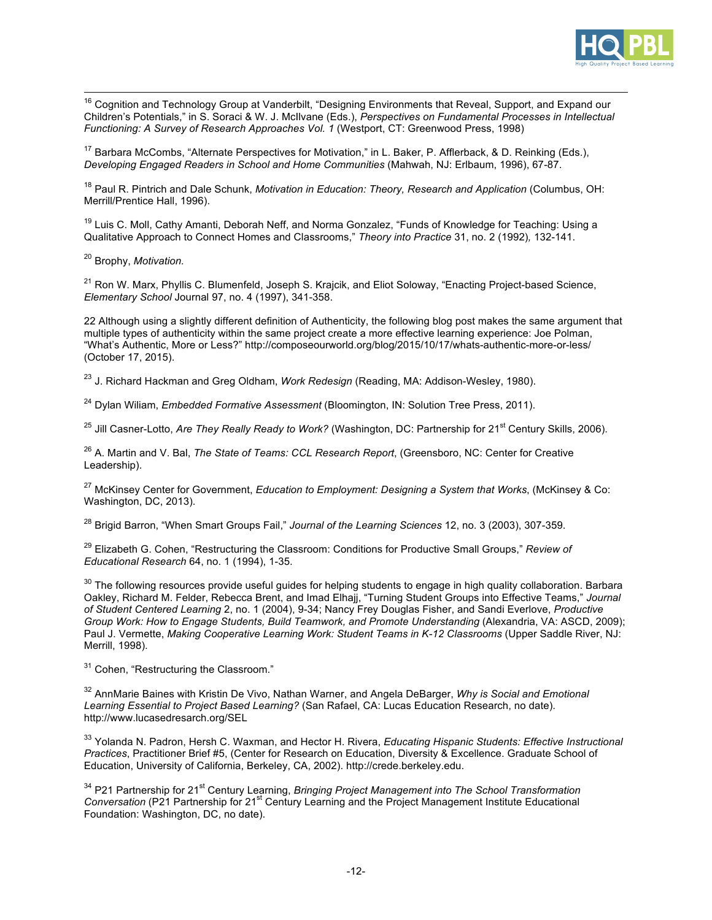[16] Cognition and Technology Group at Vanderbilt, "Designing Environments that Reveal, Support, and Expand our Children's Potentials," in S. Soraci & W. J. McIlvane (Eds.), *Perspectives on Fundamental Processes in Intellectual Functioning: A Survey of Research Approaches Vol. 1* (Westport, CT: Greenwood Press, 1998)

[17] Barbara McCombs, "Alternate Perspectives for Motivation," in L. Baker, P. Afflerback, & D. Reinking (Eds.), *Developing Engaged Readers in School and Home Communities* (Mahwah, NJ: Erlbaum, 1996), 67-87.

[18] Paul R. Pintrich and Dale Schunk, *Motivation in Education: Theory, Research and Application* (Columbus, OH: Merrill/Prentice Hall, 1996).

[19] Luis C. Moll, Cathy Amanti, Deborah Neff, and Norma Gonzalez, "Funds of Knowledge for Teaching: Using a Qualitative Approach to Connect Homes and Classrooms," *Theory into Practice* 31, no. 2 (1992), 132-141.

[20] Brophy, *Motivation.*

[21] Ron W. Marx, Phyllis C. Blumenfeld, Joseph S. Krajcik, and Eliot Soloway, "Enacting Project-based Science, *Elementary School* Journal 97, no. 4 (1997), 341-358.

22 Although using a slightly different definition of Authenticity, the following blog post makes the same argument that multiple types of authenticity within the same project create a more effective learning experience: Joe Polman, "What's Authentic, More or Less?" http://composeourworld.org/blog/2015/10/17/whats-authentic-more-or-less/ (October 17, 2015).

[23] J. Richard Hackman and Greg Oldham, *Work Redesign* (Reading, MA: Addison-Wesley, 1980).

[24] Dylan Wiliam, *Embedded Formative Assessment* (Bloomington, IN: Solution Tree Press, 2011).

[25] Jill Casner-Lotto, *Are They Really Ready to Work?* (Washington, DC: Partnership for 21st Century Skills, 2006).

[26] A. Martin and V. Bal, *The State of Teams: CCL Research Report*, (Greensboro, NC: Center for Creative Leadership).

[27] McKinsey Center for Government, *Education to Employment: Designing a System that Works*, (McKinsey & Co: Washington, DC, 2013).

[28] Brigid Barron, "When Smart Groups Fail," *Journal of the Learning Sciences* 12, no. 3 (2003), 307-359.

[29] Elizabeth G. Cohen, "Restructuring the Classroom: Conditions for Productive Small Groups," *Review of Educational Research* 64, no. 1 (1994), 1-35.

[30] The following resources provide useful guides for helping students to engage in high quality collaboration. Barbara Oakley, Richard M. Felder, Rebecca Brent, and Imad Elhajj, "Turning Student Groups into Effective Teams," *Journal of Student Centered Learning* 2, no. 1 (2004), 9-34; Nancy Frey Douglas Fisher, and Sandi Everlove, *Productive Group Work: How to Engage Students, Build Teamwork, and Promote Understanding* (Alexandria, VA: ASCD, 2009); Paul J. Vermette, *Making Cooperative Learning Work: Student Teams in K-12 Classrooms* (Upper Saddle River, NJ: Merrill, 1998).

[31] Cohen, "Restructuring the Classroom."

[32] AnnMarie Baines with Kristin De Vivo, Nathan Warner, and Angela DeBarger, *Why is Social and Emotional Learning Essential to Project Based Learning?* (San Rafael, CA: Lucas Education Research, no date). http://www.lucasedresearch.org/SEL

[33] Yolanda N. Padron, Hersh C. Waxman, and Hector H. Rivera, *Educating Hispanic Students: Effective Instructional Practices*, Practitioner Brief #5, (Center for Research on Education, Diversity & Excellence. Graduate School of Education, University of California, Berkeley, CA, 2002). http://crede.berkeley.edu.

[34] P21 Partnership for 21st Century Learning, *Bringing Project Management into The School Transformation Conversation* (P21 Partnership for 21st Century Learning and the Project Management Institute Educational Foundation: Washington, DC, no date).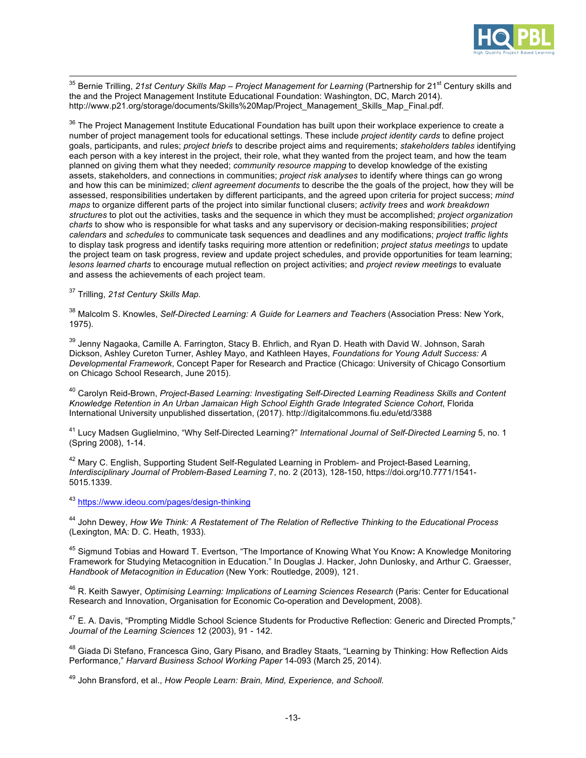[35] Bernie Trilling, *21st Century Skills Map – Project Management for Learning* (Partnership for 21[st] Century skills and the and the Project Management Institute Educational Foundation: Washington, DC, March 2014). http://www.p21.org/storage/documents/Skills%20Map/Project_Management_Skills_Map_Final.pdf.

[36] The Project Management Institute Educational Foundation has built upon their workplace experience to create a number of project management tools for educational settings. These include *project identity cards* to define project goals, participants, and rules; *project briefs* to describe project aims and requirements; *stakeholders tables* identifying each person with a key interest in the project, their role, what they wanted from the project team, and how the team planned on giving them what they needed; *community resource mapping* to develop knowledge of the existing assets, stakeholders, and connections in communities; *project risk analyses* to identify where things can go wrong and how this can be minimized; *client agreement documents* to describe the the goals of the project, how they will be assessed, responsibilities undertaken by different participants, and the agreed upon criteria for project success; *mind maps* to organize different parts of the project into similar functional clusers; *activity trees* and *work breakdown structures* to plot out the activities, tasks and the sequence in which they must be accomplished; *project organization charts* to show who is responsible for what tasks and any supervisory or decision-making responsibilities; *project calendars* and *schedules* to communicate task sequences and deadlines and any modifications; *project traffic lights* to display task progress and identify tasks requiring more attention or redefinition; *project status meetings* to update the project team on task progress, review and update project schedules, and provide opportunities for team learning; *lesons learned charts* to encourage mutual reflection on project activities; and *project review meetings* to evaluate and assess the achievements of each project team.

[37] Trilling, *21st Century Skills Map.*

[38] Malcolm S. Knowles, *Self-Directed Learning: A Guide for Learners and Teachers* (Association Press: New York, 1975).

[39] Jenny Nagaoka, Camille A. Farrington, Stacy B. Ehrlich, and Ryan D. Heath with David W. Johnson, Sarah Dickson, Ashley Cureton Turner, Ashley Mayo, and Kathleen Hayes, *Foundations for Young Adult Success: A Developmental Framework*, Concept Paper for Research and Practice (Chicago: University of Chicago Consortium on Chicago School Research, June 2015).

[40] Carolyn Reid-Brown, *Project-Based Learning: Investigating Self-Directed Learning Readiness Skills and Content Knowledge Retention in An Urban Jamaican High School Eighth Grade Integrated Science Cohort*, Florida International University unpublished dissertation, (2017). http://digitalcommons.fiu.edu/etd/3388

[41] Lucy Madsen Guglielmino, "Why Self-Directed Learning?" *International Journal of Self-Directed Learning* 5, no. 1 (Spring 2008), 1-14.

[42] Mary C. English, Supporting Student Self-Regulated Learning in Problem- and Project-Based Learning, *Interdisciplinary Journal of Problem-Based Learning* 7, no. 2 (2013), 128-150, https://doi.org/10.7771/1541-5015.1339.

[43] https://www.ideou.com/pages/design-thinking

[44] John Dewey, *How We Think: A Restatement of The Relation of Reflective Thinking to the Educational Process* (Lexington, MA: D. C. Heath, 1933).

[45] Sigmund Tobias and Howard T. Evertson, "The Importance of Knowing What You Know**:** A Knowledge Monitoring Framework for Studying Metacognition in Education." In Douglas J. Hacker, John Dunlosky, and Arthur C. Graesser, *Handbook of Metacognition in Education* (New York: Routledge, 2009), 121.

[46] R. Keith Sawyer, *Optimising Learning: Implications of Learning Sciences Research* (Paris: Center for Educational Research and Innovation, Organisation for Economic Co-operation and Development, 2008).

[47] E. A. Davis, "Prompting Middle School Science Students for Productive Reflection: Generic and Directed Prompts," *Journal of the Learning Sciences* 12 (2003), 91 - 142.

[48] Giada Di Stefano, Francesca Gino, Gary Pisano, and Bradley Staats, "Learning by Thinking: How Reflection Aids Performance," *Harvard Business School Working Paper* 14-093 (March 25, 2014).

[49] John Bransford, et al., *How People Learn: Brain, Mind, Experience, and Schooll.*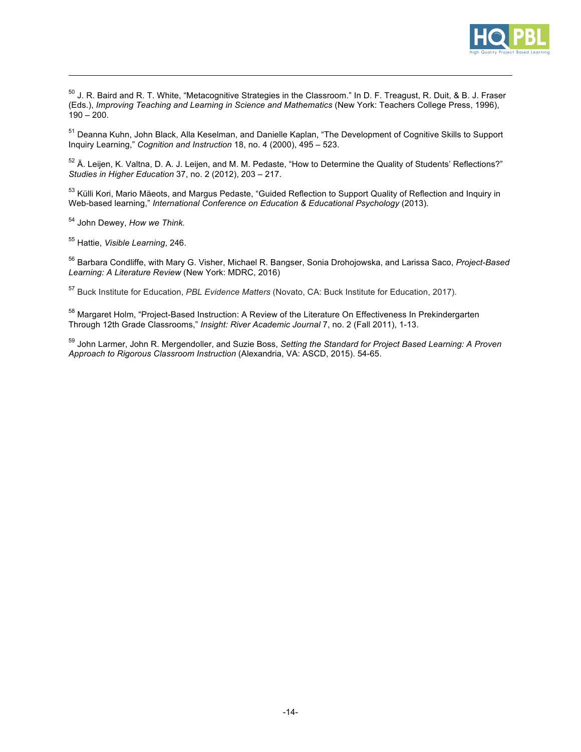[50] J. R. Baird and R. T. White, "Metacognitive Strategies in the Classroom." In D. F. Treagust, R. Duit, & B. J. Fraser (Eds.), *Improving Teaching and Learning in Science and Mathematics* (New York: Teachers College Press, 1996), 190 – 200.

[51] Deanna Kuhn, John Black, Alla Keselman, and Danielle Kaplan, "The Development of Cognitive Skills to Support Inquiry Learning," *Cognition and Instruction* 18, no. 4 (2000), 495 – 523.

[52] Ä. Leijen, K. Valtna, D. A. J. Leijen, and M. M. Pedaste, "How to Determine the Quality of Students' Reflections?" *Studies in Higher Education* 37, no. 2 (2012), 203 – 217.

[53] Külli Kori, Mario Mäeots, and Margus Pedaste, "Guided Reflection to Support Quality of Reflection and Inquiry in Web-based learning," *International Conference on Education & Educational Psychology* (2013).

[54] John Dewey, *How we Think.*

[55] Hattie, *Visible Learning*, 246.

[56] Barbara Condliffe, with Mary G. Visher, Michael R. Bangser, Sonia Drohojowska, and Larissa Saco, *Project-Based Learning: A Literature Review* (New York: MDRC, 2016)

[57] Buck Institute for Education, *PBL Evidence Matters* (Novato, CA: Buck Institute for Education, 2017).

[58] Margaret Holm, "Project-Based Instruction: A Review of the Literature On Effectiveness In Prekindergarten Through 12th Grade Classrooms," *Insight: River Academic Journal* 7, no. 2 (Fall 2011), 1-13.

[59] John Larmer, John R. Mergendoller, and Suzie Boss, *Setting the Standard for Project Based Learning: A Proven Approach to Rigorous Classroom Instruction* (Alexandria, VA: ASCD, 2015). 54-65.